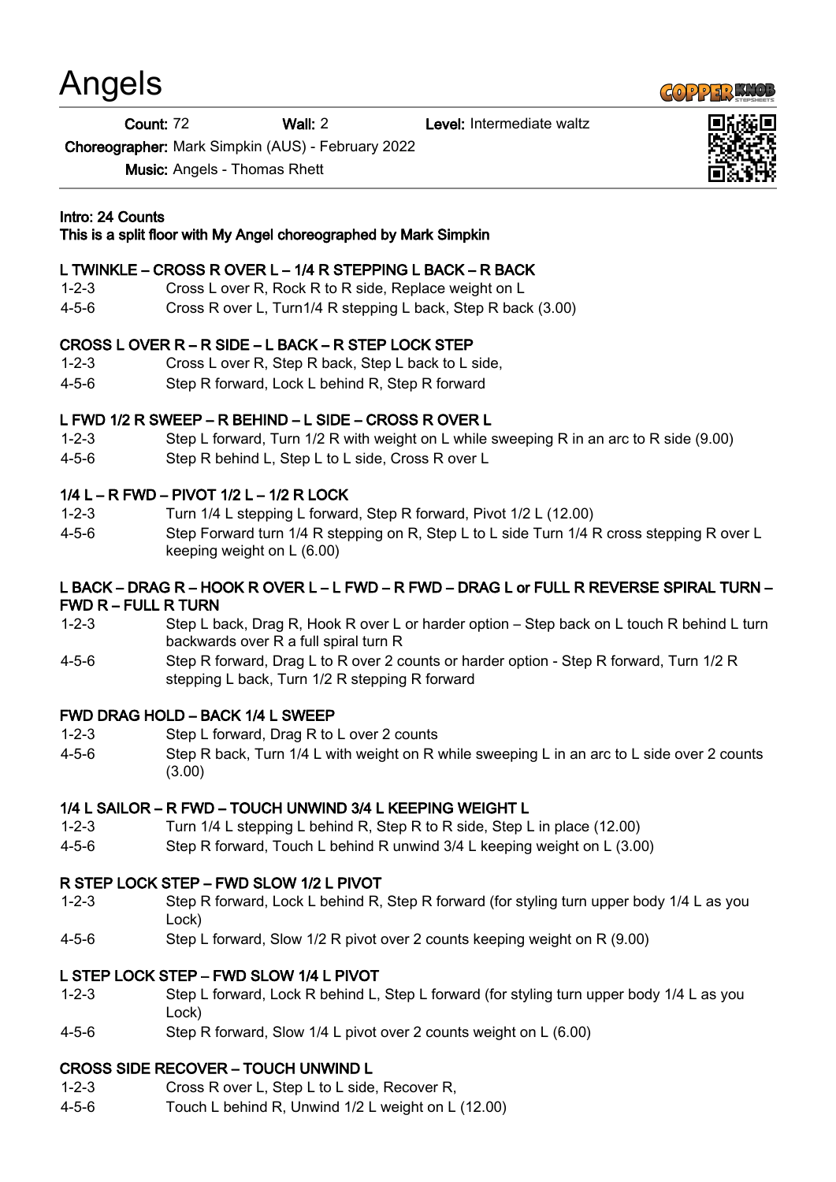# Angels

**Count:** 72 **Wall:** 2 **Level:** Intermediate waltz

**Choreographer:** Mark Simpkin (AUS) - February 2022

**Music:** Angels - Thomas Rhett

**Intro: 24 Counts**
**This is a split floor with My Angel choreographed by Mark Simpkin**

**L TWINKLE – CROSS R OVER L – 1/4 R STEPPING L BACK – R BACK**

| | |
|---|---|
| 1-2-3 | Cross L over R, Rock R to R side, Replace weight on L |
| 4-5-6 | Cross R over L, Turn1/4 R stepping L back, Step R back (3.00) |

**CROSS L OVER R – R SIDE – L BACK – R STEP LOCK STEP**

| | |
|---|---|
| 1-2-3 | Cross L over R, Step R back, Step L back to L side, |
| 4-5-6 | Step R forward, Lock L behind R, Step R forward |

**L FWD 1/2 R SWEEP – R BEHIND – L SIDE – CROSS R OVER L**

| | |
|---|---|
| 1-2-3 | Step L forward, Turn 1/2 R with weight on L while sweeping R in an arc to R side (9.00) |
| 4-5-6 | Step R behind L, Step L to L side, Cross R over L |

**1/4 L – R FWD – PIVOT 1/2 L – 1/2 R LOCK**

| | |
|---|---|
| 1-2-3 | Turn 1/4 L stepping L forward, Step R forward, Pivot 1/2 L (12.00) |
| 4-5-6 | Step Forward turn 1/4 R stepping on R, Step L to L side Turn 1/4 R cross stepping R over L keeping weight on L (6.00) |

**L BACK – DRAG R – HOOK R OVER L – L FWD – R FWD – DRAG L or FULL R REVERSE SPIRAL TURN – FWD R – FULL R TURN**

| | |
|---|---|
| 1-2-3 | Step L back, Drag R, Hook R over L or harder option – Step back on L touch R behind L turn backwards over R a full spiral turn R |
| 4-5-6 | Step R forward, Drag L to R over 2 counts or harder option - Step R forward, Turn 1/2 R stepping L back, Turn 1/2 R stepping R forward |

**FWD DRAG HOLD – BACK 1/4 L SWEEP**

| | |
|---|---|
| 1-2-3 | Step L forward, Drag R to L over 2 counts |
| 4-5-6 | Step R back, Turn 1/4 L with weight on R while sweeping L in an arc to L side over 2 counts (3.00) |

**1/4 L SAILOR – R FWD – TOUCH UNWIND 3/4 L KEEPING WEIGHT L**

| | |
|---|---|
| 1-2-3 | Turn 1/4 L stepping L behind R, Step R to R side, Step L in place (12.00) |
| 4-5-6 | Step R forward, Touch L behind R unwind 3/4 L keeping weight on L (3.00) |

**R STEP LOCK STEP – FWD SLOW 1/2 L PIVOT**

| | |
|---|---|
| 1-2-3 | Step R forward, Lock L behind R, Step R forward (for styling turn upper body 1/4 L as you Lock) |
| 4-5-6 | Step L forward, Slow 1/2 R pivot over 2 counts keeping weight on R (9.00) |

**L STEP LOCK STEP – FWD SLOW 1/4 L PIVOT**

| | |
|---|---|
| 1-2-3 | Step L forward, Lock R behind L, Step L forward (for styling turn upper body 1/4 L as you Lock) |
| 4-5-6 | Step R forward, Slow 1/4 L pivot over 2 counts weight on L (6.00) |

**CROSS SIDE RECOVER – TOUCH UNWIND L**

| | |
|---|---|
| 1-2-3 | Cross R over L, Step L to L side, Recover R, |
| 4-5-6 | Touch L behind R, Unwind 1/2 L weight on L (12.00) |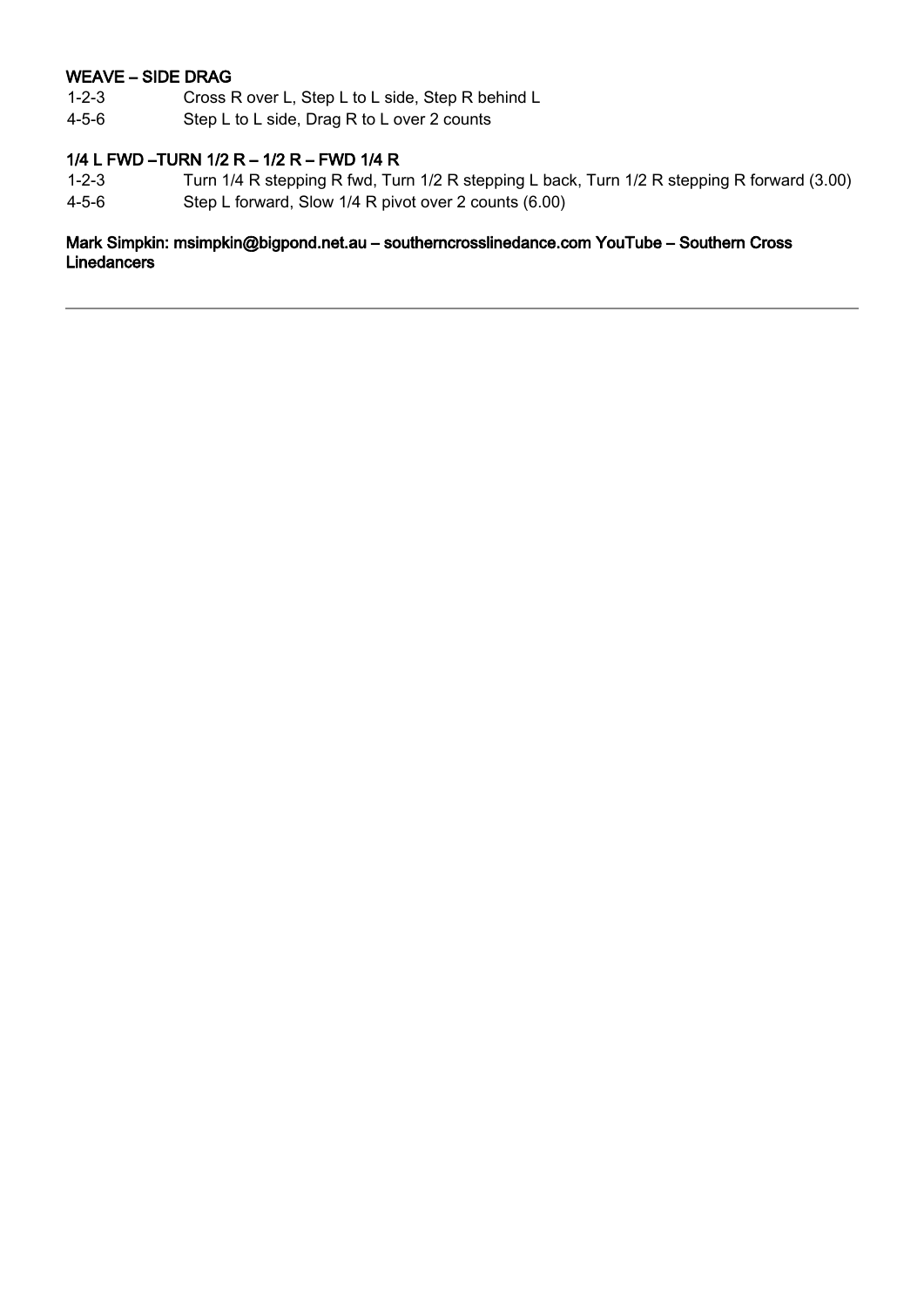### WEAVE – SIDE DRAG

| | |
|---|---|
| 1-2-3 | Cross R over L, Step L to L side, Step R behind L |
| 4-5-6 | Step L to L side, Drag R to L over 2 counts |

### 1/4 L FWD –TURN 1/2 R – 1/2 R – FWD 1/4 R

| | |
|---|---|
| 1-2-3 | Turn 1/4 R stepping R fwd, Turn 1/2 R stepping L back, Turn 1/2 R stepping R forward (3.00) |
| 4-5-6 | Step L forward, Slow 1/4 R pivot over 2 counts (6.00) |

**Mark Simpkin: msimpkin@bigpond.net.au – southerncrosslinedance.com YouTube – Southern Cross Linedancers**

---